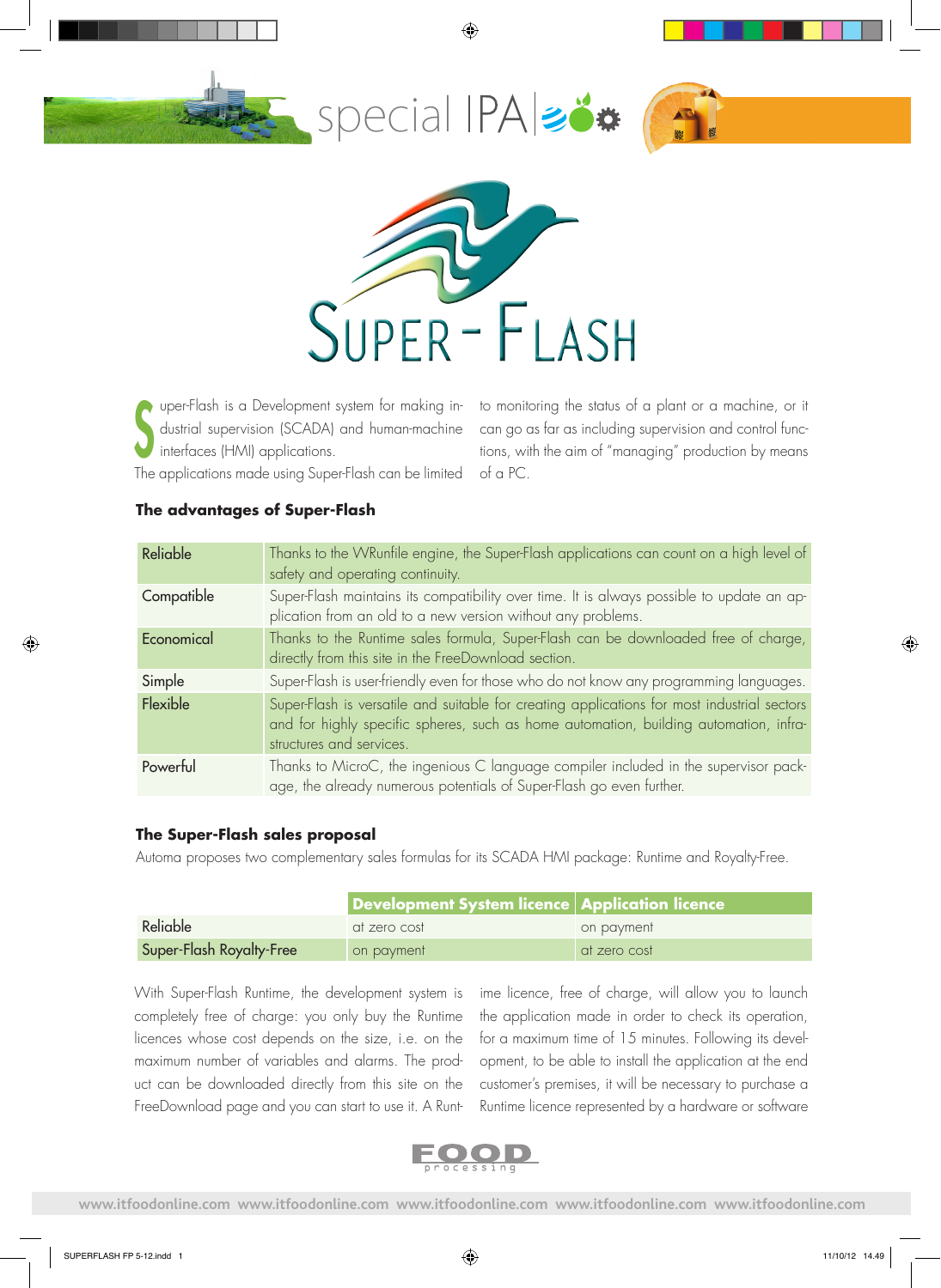# SUPER - FLASH

Super-Flash is a Development system for making industrial supervision (SCADA) and human-machine interfaces (HMI) applications.

The applications made using Super-Flash can be limited to monitoring the status of a plant or a machine, or it can go as far as including supervision and control functions, with the aim of "managing" production by means of a PC.

### The advantages of Super-Flash

| | |
|---|---|
| Reliable | Thanks to the WRunfile engine, the Super-Flash applications can count on a high level of safety and operating continuity. |
| Compatible | Super-Flash maintains its compatibility over time. It is always possible to update an application from an old to a new version without any problems. |
| Economical | Thanks to the Runtime sales formula, Super-Flash can be downloaded free of charge, directly from this site in the FreeDownload section. |
| Simple | Super-Flash is user-friendly even for those who do not know any programming languages. |
| Flexible | Super-Flash is versatile and suitable for creating applications for most industrial sectors and for highly specific spheres, such as home automation, building automation, infrastructures and services. |
| Powerful | Thanks to MicroC, the ingenious C language compiler included in the supervisor package, the already numerous potentials of Super-Flash go even further. |

### The Super-Flash sales proposal

Automa proposes two complementary sales formulas for its SCADA HMI package: Runtime and Royalty-Free.

| | Development System licence | Application licence |
|---|---|---|
| Reliable | at zero cost | on payment |
| Super-Flash Royalty-Free | on payment | at zero cost |

With Super-Flash Runtime, the development system is completely free of charge: you only buy the Runtime licences whose cost depends on the size, i.e. on the maximum number of variables and alarms. The product can be downloaded directly from this site on the FreeDownload page and you can start to use it. A Runtime licence, free of charge, will allow you to launch the application made in order to check its operation, for a maximum time of 15 minutes. Following its development, to be able to install the application at the end customer's premises, it will be necessary to purchase a Runtime licence represented by a hardware or software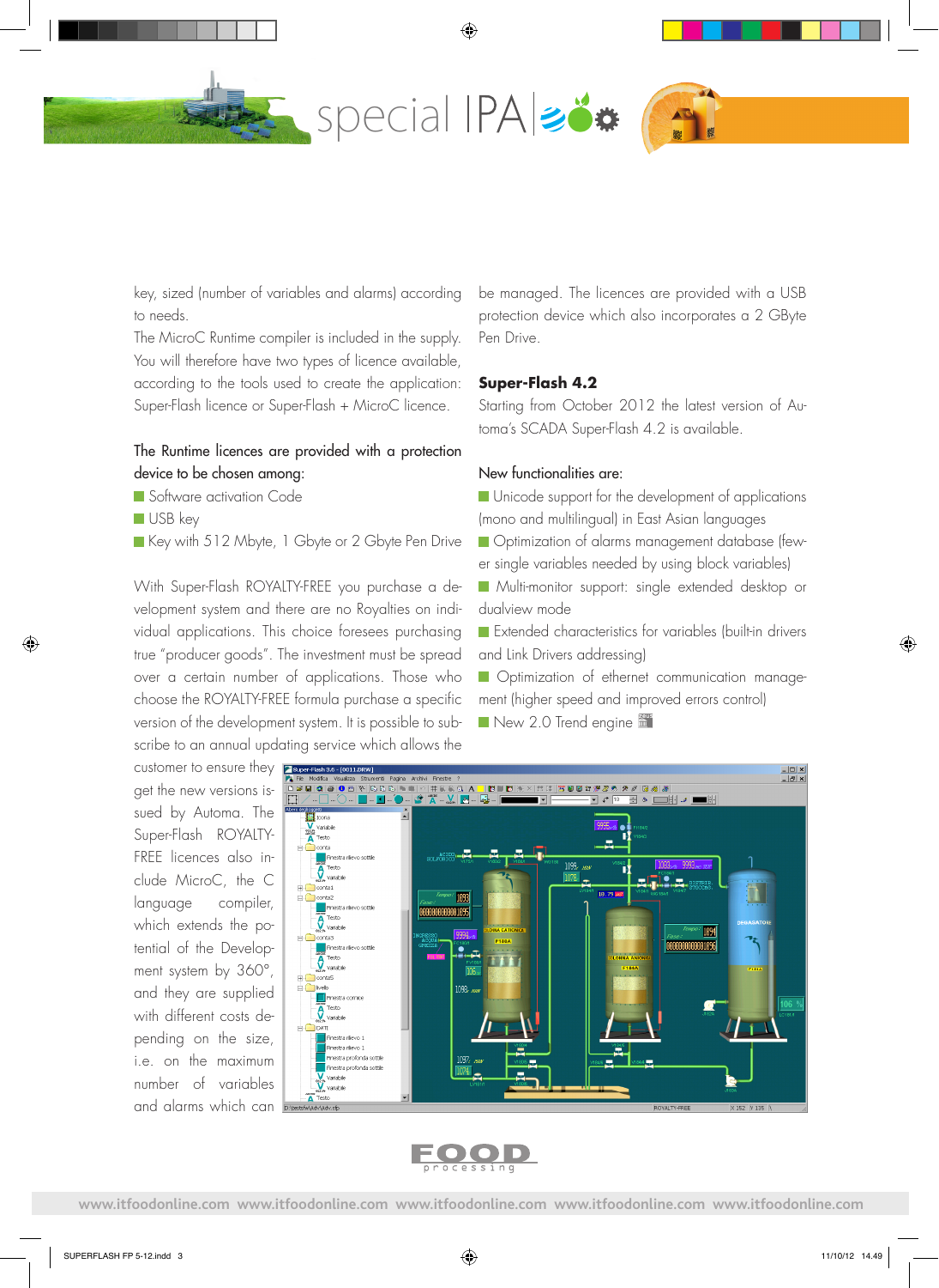key, sized (number of variables and alarms) according to needs.

The MicroC Runtime compiler is included in the supply. You will therefore have two types of licence available, according to the tools used to create the application: Super-Flash licence or Super-Flash + MicroC licence.

The Runtime licences are provided with a protection device to be chosen among:

- Software activation Code
- USB key
- Key with 512 Mbyte, 1 Gbyte or 2 Gbyte Pen Drive

With Super-Flash ROYALTY-FREE you purchase a development system and there are no Royalties on individual applications. This choice foresees purchasing true "producer goods". The investment must be spread over a certain number of applications. Those who choose the ROYALTY-FREE formula purchase a specific version of the development system. It is possible to subscribe to an annual updating service which allows the customer to ensure they get the new versions issued by Automa. The Super-Flash ROYALTY-FREE licences also include MicroC, the C language compiler, which extends the potential of the Development system by 360°, and they are supplied with different costs depending on the size, i.e. on the maximum number of variables and alarms which can be managed. The licences are provided with a USB protection device which also incorporates a 2 GByte Pen Drive.

**Super-Flash 4.2**

Starting from October 2012 the latest version of Automa's SCADA Super-Flash 4.2 is available.

New functionalities are:

- Unicode support for the development of applications (mono and multilingual) in East Asian languages
- Optimization of alarms management database (fewer single variables needed by using block variables)
- Multi-monitor support: single extended desktop or dualview mode
- Extended characteristics for variables (built-in drivers and Link Drivers addressing)
- Optimization of ethernet communication management (higher speed and improved errors control)
- New 2.0 Trend engine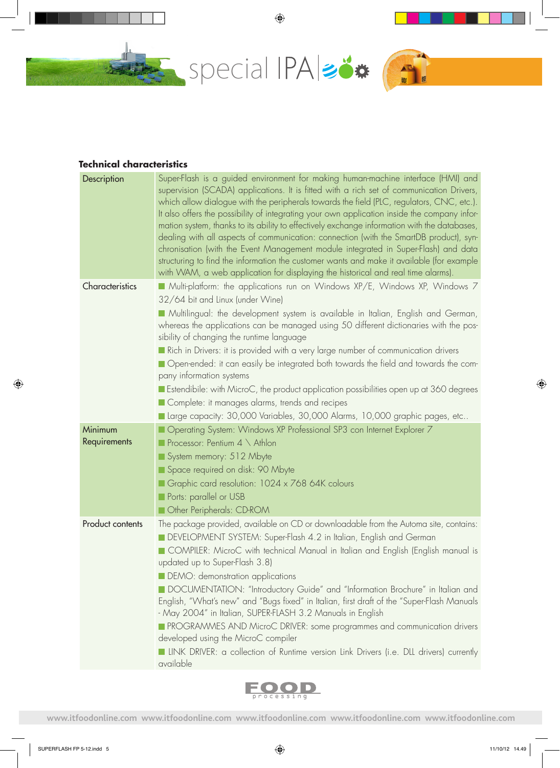**Technical characteristics**

| | |
|---|---|
| Description | Super-Flash is a guided environment for making human-machine interface (HMI) and supervision (SCADA) applications. It is fitted with a rich set of communication Drivers, which allow dialogue with the peripherals towards the field (PLC, regulators, CNC, etc.). It also offers the possibility of integrating your own application inside the company information system, thanks to its ability to effectively exchange information with the databases, dealing with all aspects of communication: connection (with the SmartDB product), synchronisation (with the Event Management module integrated in Super-Flash) and data structuring to find the information the customer wants and make it available (for example with WAM, a web application for displaying the historical and real time alarms). |
| Characteristics | ■ Multi-platform: the applications run on Windows XP/E, Windows XP, Windows 7 32/64 bit and Linux (under Wine)<br>■ Multilingual: the development system is available in Italian, English and German, whereas the applications can be managed using 50 different dictionaries with the possibility of changing the runtime language<br>■ Rich in Drivers: it is provided with a very large number of communication drivers<br>■ Open-ended: it can easily be integrated both towards the field and towards the company information systems<br>■ Estendibile: with MicroC, the product application possibilities open up at 360 degrees<br>■ Complete: it manages alarms, trends and recipes<br>■ Large capacity: 30,000 Variables, 30,000 Alarms, 10,000 graphic pages, etc.. |
| Minimum Requirements | ■ Operating System: Windows XP Professional SP3 con Internet Explorer 7<br>■ Processor: Pentium 4 \ Athlon<br>■ System memory: 512 Mbyte<br>■ Space required on disk: 90 Mbyte<br>■ Graphic card resolution: 1024 x 768 64K colours<br>■ Ports: parallel or USB<br>■ Other Peripherals: CD-ROM |
| Product contents | The package provided, available on CD or downloadable from the Automa site, contains:<br>■ DEVELOPMENT SYSTEM: Super-Flash 4.2 in Italian, English and German<br>■ COMPILER: MicroC with technical Manual in Italian and English (English manual is updated up to Super-Flash 3.8)<br>■ DEMO: demonstration applications<br>■ DOCUMENTATION: "Introductory Guide" and "Information Brochure" in Italian and English, "What's new" and "Bugs fixed" in Italian, first draft of the "Super-Flash Manuals - May 2004" in Italian, SUPER-FLASH 3.2 Manuals in English<br>■ PROGRAMMES AND MicroC DRIVER: some programmes and communication drivers developed using the MicroC compiler<br>■ LINK DRIVER: a collection of Runtime version Link Drivers (i.e. DLL drivers) currently available |